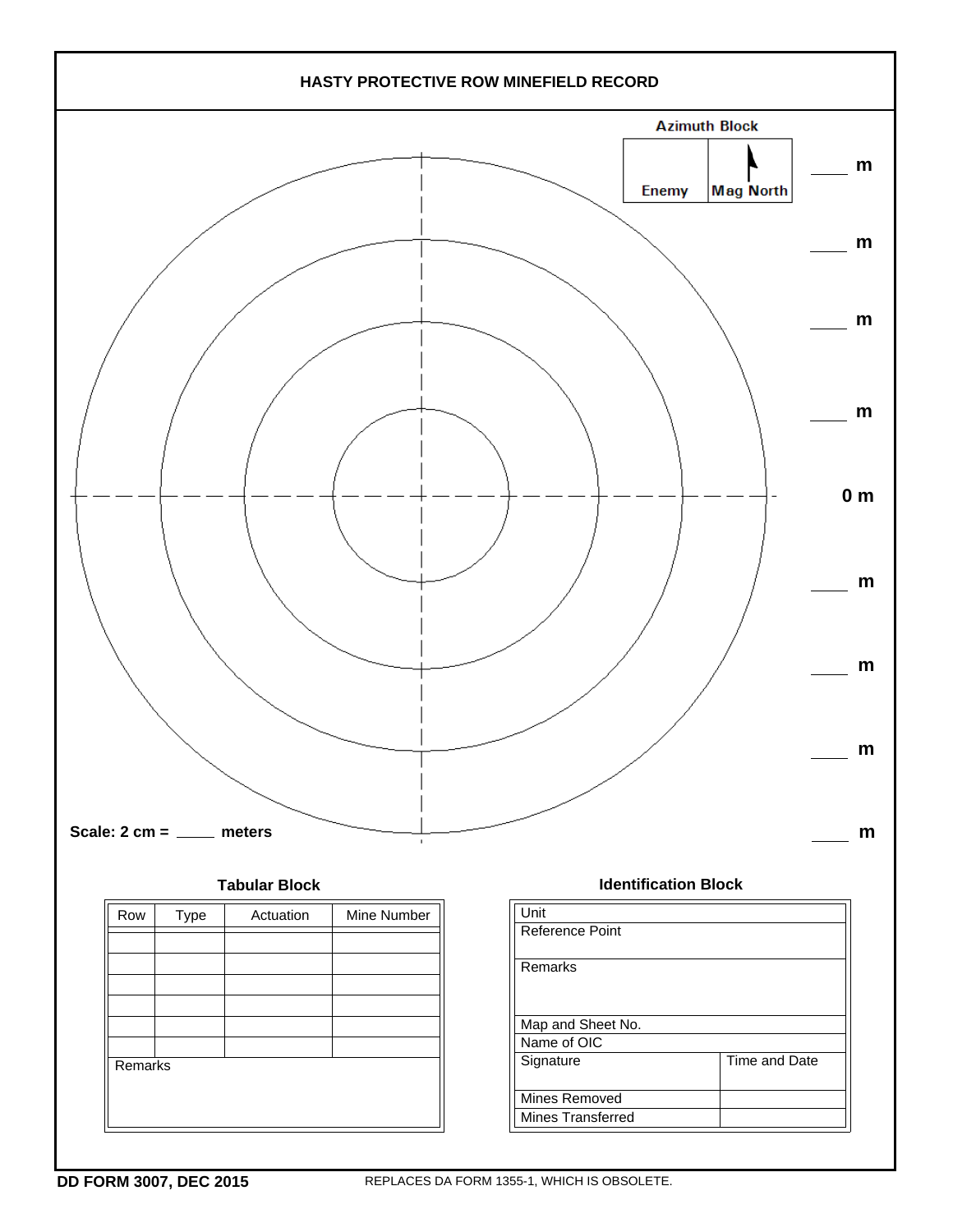# HASTY PROTECTIVE ROW MINEFIELD RECORD

**Azimuth Block**

| Enemy | Mag North |
|---|---|

____ **m**

____ **m**

____ **m**

____ **m**

**0 m**

____ **m**

____ **m**

____ **m**

____ **m**

**Scale: 2 cm = ____ meters**

**Tabular Block**

| Row | Type | Actuation | Mine Number |
|---|---|---|---|
| | | | |
| | | | |
| | | | |
| | | | |
| | | | |
| | | | |
| Remarks | | | |

**Identification Block**

| Unit | |
|---|---|
| Reference Point | |
| Remarks | |
| Map and Sheet No. | |
| Name of OIC | |
| Signature | Time and Date |
| Mines Removed | |
| Mines Transferred | |

**DD FORM 3007, DEC 2015** REPLACES DA FORM 1355-1, WHICH IS OBSOLETE.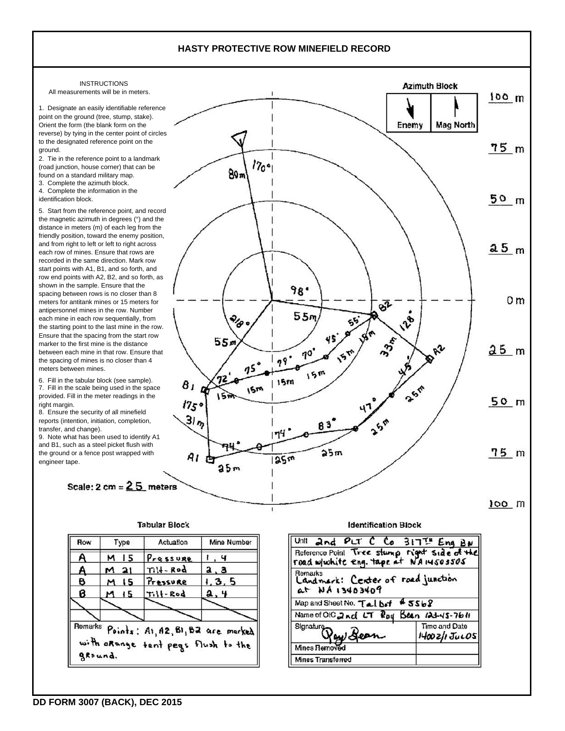# HASTY PROTECTIVE ROW MINEFIELD RECORD

INSTRUCTIONS
All measurements will be in meters.

1. Designate an easily identifiable reference point on the ground (tree, stump, stake). Orient the form (the blank form on the reverse) by tying in the center point of circles to the designated reference point on the ground.
2. Tie in the reference point to a landmark (road junction, house corner) that can be found on a standard military map.
3. Complete the azimuth block.
4. Complete the information in the identification block.

5. Start from the reference point, and record the magnetic azimuth in degrees (°) and the distance in meters (m) of each leg from the friendly position, toward the enemy position, and from right to left or left to right across each row of mines. Ensure that rows are recorded in the same direction. Mark row start points with A1, B1, and so forth, and row end points with A2, B2, and so forth, as shown in the sample. Ensure that the spacing between rows is no closer than 8 meters for antitank mines or 15 meters for antipersonnel mines in the row. Number each mine in each row sequentially, from the starting point to the last mine in the row. Ensure that the spacing from the start row marker to the first mine is the distance between each mine in that row. Ensure that the spacing of mines is no closer than 4 meters between mines.

6. Fill in the tabular block (see sample).
7. Fill in the scale being used in the space provided. Fill in the meter readings in the right margin.
8. Ensure the security of all minefield reports (intention, initiation, completion, transfer, and change).
9. Note what has been used to identify A1 and B1, such as a steel picket flush with the ground or a fence post wrapped with engineer tape.

Azimuth Block

Enemy | Mag North

100 m
75 m
50 m
25 m
0 m
25 m
50 m
75 m
100 m

170°
80m
98°
55m
218°
55m
B2
128°
55°
45°
15m
33m
A2
72°
75°
79°
70°
15m
B1
15m
15m
15m
15m
45°
25m
175°
31m
47°
83°
25m
74°
74°
A1
25m
25m
25m

Scale: 2 cm = 25 meters

Tabular Block

| Row | Type | Actuation | Mine Number |
|---|---|---|---|
| A | M 15 | Pressure | 1, 4 |
| A | M 21 | Tilt-Rod | 2, 3 |
| B | M 15 | Pressure | 1, 3, 5 |
| B | M 15 | Tilt-Rod | 2, 4 |
| | | | |

Remarks: Points: A1, A2, B1, B2 are marked with orange tent pegs flush to the ground.

Identification Block

| | |
|---|---|
| Unit: 2nd PLT C Co 317TH Eng BN | |
| Reference Point: Tree stump right side of the road w/white eng. tape at NA 14503505 | |
| Remarks: Landmark: Center of road junction at NA 13403409 | |
| Map and Sheet No. Talbot #5568 | |
| Name of OIC: 2nd LT Roy Bean 123-45-7611 | |
| Signature: Roy Bean | Time and Date: 1400Z/1 JUL05 |
| Mines Removed | |
| Mines Transferred | |

DD FORM 3007 (BACK), DEC 2015